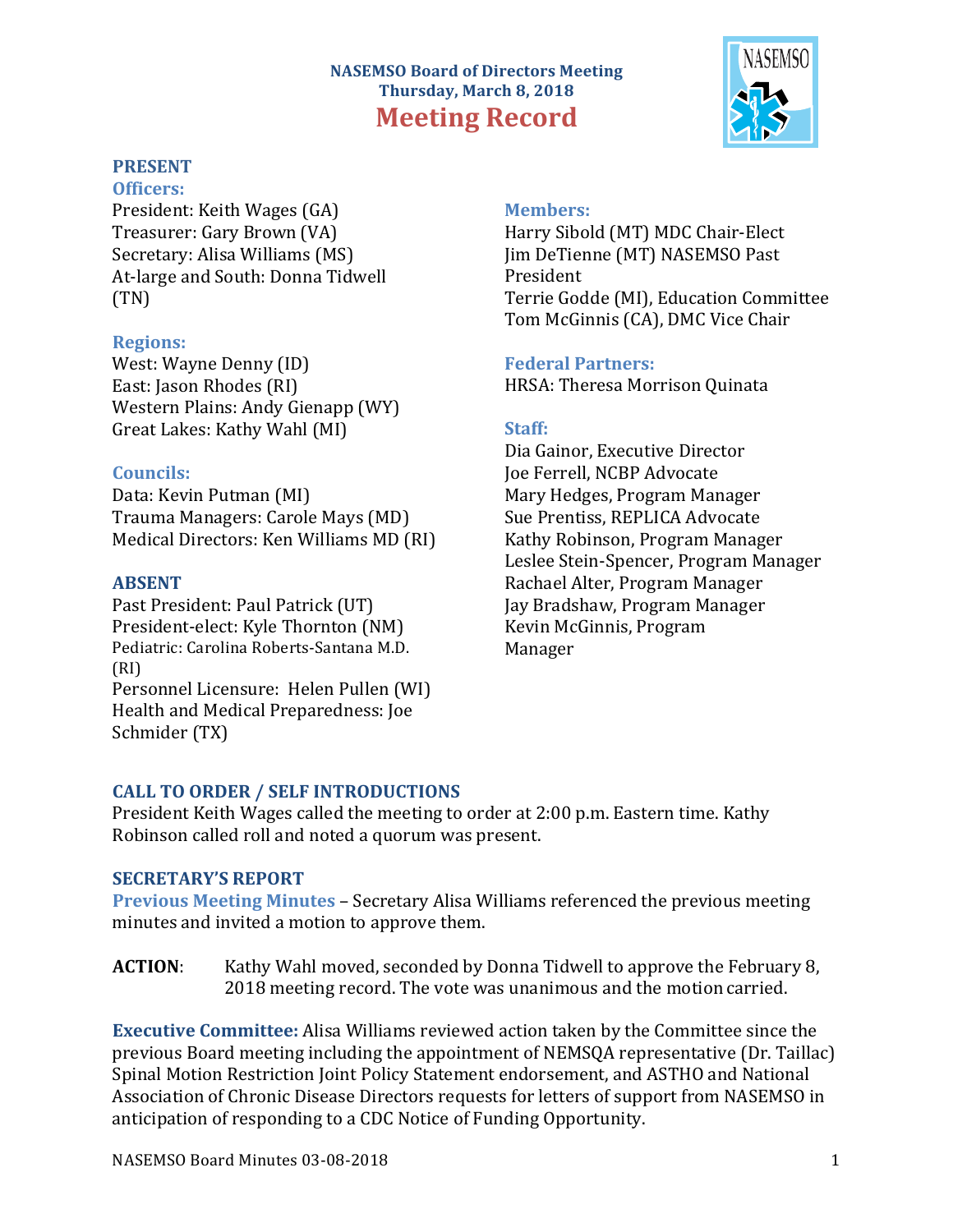# NASEMSO Board of Directors Meeting
## Thursday, March 8, 2018
# Meeting Record

## PRESENT

### Officers:
President: Keith Wages (GA)
Treasurer: Gary Brown (VA)
Secretary: Alisa Williams (MS)
At-large and South: Donna Tidwell (TN)

### Regions:
West: Wayne Denny (ID)
East: Jason Rhodes (RI)
Western Plains: Andy Gienapp (WY)
Great Lakes: Kathy Wahl (MI)

### Councils:
Data: Kevin Putman (MI)
Trauma Managers: Carole Mays (MD)
Medical Directors: Ken Williams MD (RI)

## ABSENT
Past President: Paul Patrick (UT)
President-elect: Kyle Thornton (NM)
Pediatric: Carolina Roberts-Santana M.D. (RI)
Personnel Licensure: Helen Pullen (WI)
Health and Medical Preparedness: Joe Schmider (TX)

### Members:
Harry Sibold (MT) MDC Chair-Elect
Jim DeTienne (MT) NASEMSO Past President
Terrie Godde (MI), Education Committee
Tom McGinnis (CA), DMC Vice Chair

### Federal Partners:
HRSA: Theresa Morrison Quinata

### Staff:
Dia Gainor, Executive Director
Joe Ferrell, NCBP Advocate
Mary Hedges, Program Manager
Sue Prentiss, REPLICA Advocate
Kathy Robinson, Program Manager
Leslee Stein-Spencer, Program Manager
Rachael Alter, Program Manager
Jay Bradshaw, Program Manager
Kevin McGinnis, Program Manager

## CALL TO ORDER / SELF INTRODUCTIONS
President Keith Wages called the meeting to order at 2:00 p.m. Eastern time. Kathy Robinson called roll and noted a quorum was present.

## SECRETARY'S REPORT
**Previous Meeting Minutes** – Secretary Alisa Williams referenced the previous meeting minutes and invited a motion to approve them.

**ACTION**: Kathy Wahl moved, seconded by Donna Tidwell to approve the February 8, 2018 meeting record. The vote was unanimous and the motion carried.

**Executive Committee:** Alisa Williams reviewed action taken by the Committee since the previous Board meeting including the appointment of NEMSQA representative (Dr. Taillac) Spinal Motion Restriction Joint Policy Statement endorsement, and ASTHO and National Association of Chronic Disease Directors requests for letters of support from NASEMSO in anticipation of responding to a CDC Notice of Funding Opportunity.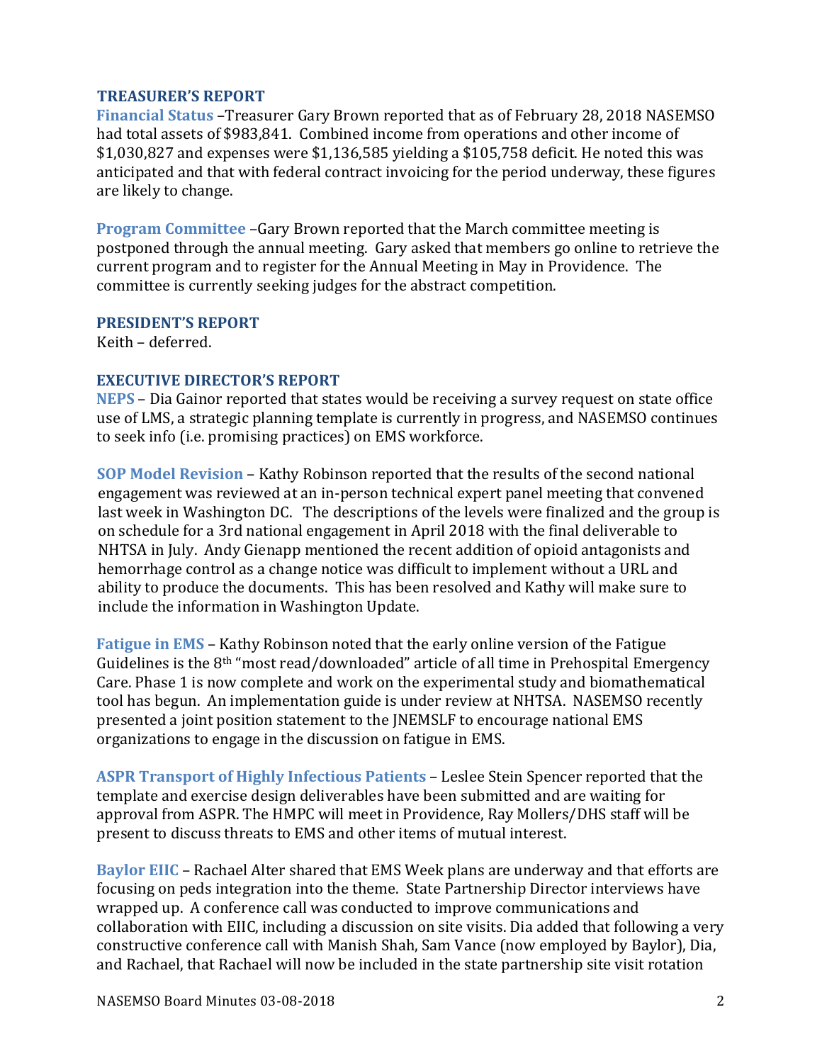## TREASURER'S REPORT

**Financial Status** –Treasurer Gary Brown reported that as of February 28, 2018 NASEMSO had total assets of $983,841. Combined income from operations and other income of $1,030,827 and expenses were $1,136,585 yielding a $105,758 deficit. He noted this was anticipated and that with federal contract invoicing for the period underway, these figures are likely to change.

**Program Committee** –Gary Brown reported that the March committee meeting is postponed through the annual meeting. Gary asked that members go online to retrieve the current program and to register for the Annual Meeting in May in Providence. The committee is currently seeking judges for the abstract competition.

## PRESIDENT'S REPORT

Keith – deferred.

## EXECUTIVE DIRECTOR'S REPORT

**NEPS** – Dia Gainor reported that states would be receiving a survey request on state office use of LMS, a strategic planning template is currently in progress, and NASEMSO continues to seek info (i.e. promising practices) on EMS workforce.

**SOP Model Revision** – Kathy Robinson reported that the results of the second national engagement was reviewed at an in-person technical expert panel meeting that convened last week in Washington DC. The descriptions of the levels were finalized and the group is on schedule for a 3rd national engagement in April 2018 with the final deliverable to NHTSA in July. Andy Gienapp mentioned the recent addition of opioid antagonists and hemorrhage control as a change notice was difficult to implement without a URL and ability to produce the documents. This has been resolved and Kathy will make sure to include the information in Washington Update.

**Fatigue in EMS** – Kathy Robinson noted that the early online version of the Fatigue Guidelines is the 8th "most read/downloaded" article of all time in Prehospital Emergency Care. Phase 1 is now complete and work on the experimental study and biomathematical tool has begun. An implementation guide is under review at NHTSA. NASEMSO recently presented a joint position statement to the JNEMSLF to encourage national EMS organizations to engage in the discussion on fatigue in EMS.

**ASPR Transport of Highly Infectious Patients** – Leslee Stein Spencer reported that the template and exercise design deliverables have been submitted and are waiting for approval from ASPR. The HMPC will meet in Providence, Ray Mollers/DHS staff will be present to discuss threats to EMS and other items of mutual interest.

**Baylor EIIC** – Rachael Alter shared that EMS Week plans are underway and that efforts are focusing on peds integration into the theme. State Partnership Director interviews have wrapped up. A conference call was conducted to improve communications and collaboration with EIIC, including a discussion on site visits. Dia added that following a very constructive conference call with Manish Shah, Sam Vance (now employed by Baylor), Dia, and Rachael, that Rachael will now be included in the state partnership site visit rotation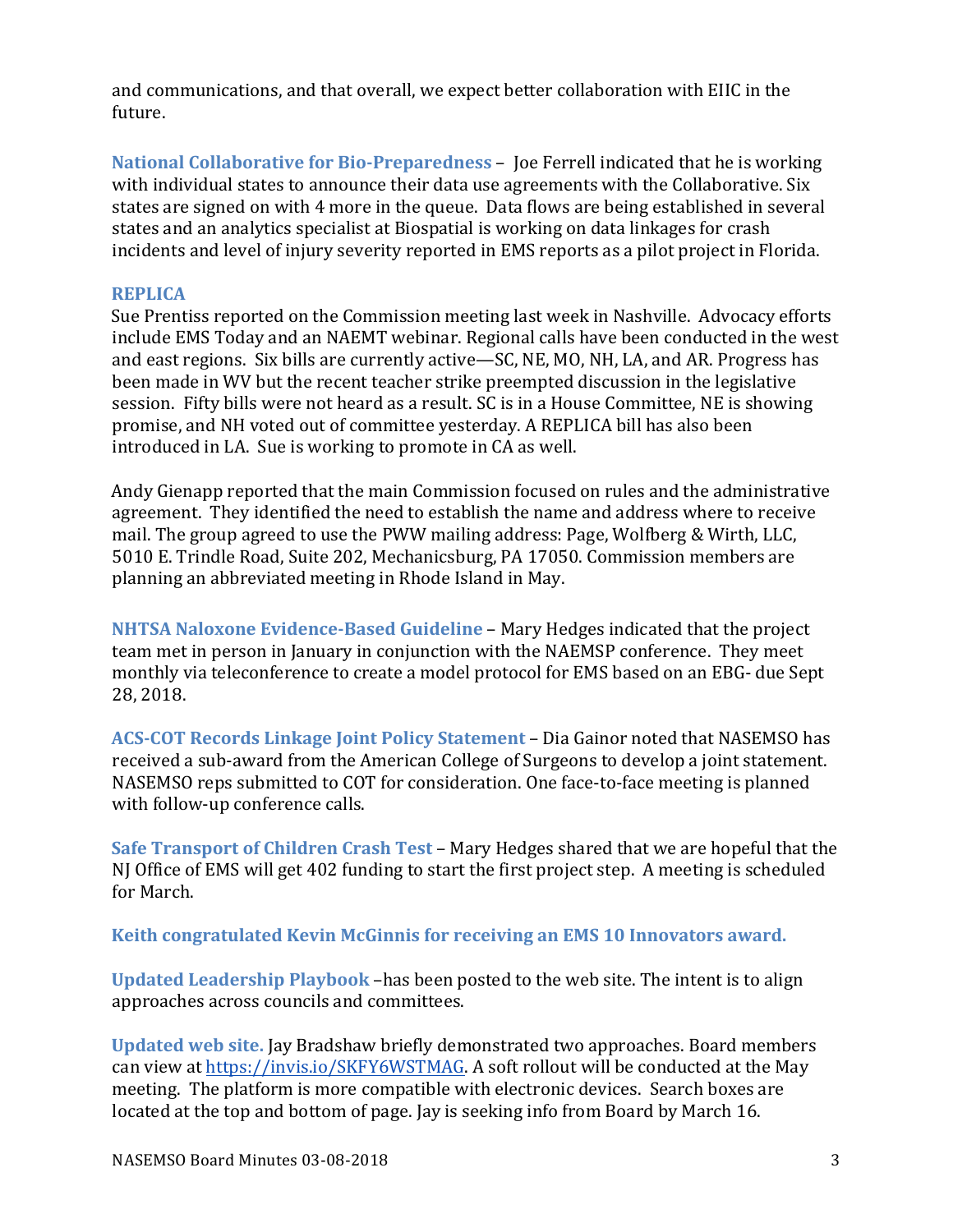and communications, and that overall, we expect better collaboration with EIIC in the future.

**National Collaborative for Bio-Preparedness** – Joe Ferrell indicated that he is working with individual states to announce their data use agreements with the Collaborative. Six states are signed on with 4 more in the queue. Data flows are being established in several states and an analytics specialist at Biospatial is working on data linkages for crash incidents and level of injury severity reported in EMS reports as a pilot project in Florida.

**REPLICA**

Sue Prentiss reported on the Commission meeting last week in Nashville. Advocacy efforts include EMS Today and an NAEMT webinar. Regional calls have been conducted in the west and east regions. Six bills are currently active—SC, NE, MO, NH, LA, and AR. Progress has been made in WV but the recent teacher strike preempted discussion in the legislative session. Fifty bills were not heard as a result. SC is in a House Committee, NE is showing promise, and NH voted out of committee yesterday. A REPLICA bill has also been introduced in LA. Sue is working to promote in CA as well.

Andy Gienapp reported that the main Commission focused on rules and the administrative agreement. They identified the need to establish the name and address where to receive mail. The group agreed to use the PWW mailing address: Page, Wolfberg & Wirth, LLC, 5010 E. Trindle Road, Suite 202, Mechanicsburg, PA 17050. Commission members are planning an abbreviated meeting in Rhode Island in May.

**NHTSA Naloxone Evidence-Based Guideline** – Mary Hedges indicated that the project team met in person in January in conjunction with the NAEMSP conference. They meet monthly via teleconference to create a model protocol for EMS based on an EBG- due Sept 28, 2018.

**ACS-COT Records Linkage Joint Policy Statement** – Dia Gainor noted that NASEMSO has received a sub-award from the American College of Surgeons to develop a joint statement. NASEMSO reps submitted to COT for consideration. One face-to-face meeting is planned with follow-up conference calls.

**Safe Transport of Children Crash Test** – Mary Hedges shared that we are hopeful that the NJ Office of EMS will get 402 funding to start the first project step. A meeting is scheduled for March.

**Keith congratulated Kevin McGinnis for receiving an EMS 10 Innovators award.**

**Updated Leadership Playbook** –has been posted to the web site. The intent is to align approaches across councils and committees.

**Updated web site.** Jay Bradshaw briefly demonstrated two approaches. Board members can view at [https://invis.io/SKFY6WSTMAG](https://invis.io/SKFY6WSTMAG). A soft rollout will be conducted at the May meeting. The platform is more compatible with electronic devices. Search boxes are located at the top and bottom of page. Jay is seeking info from Board by March 16.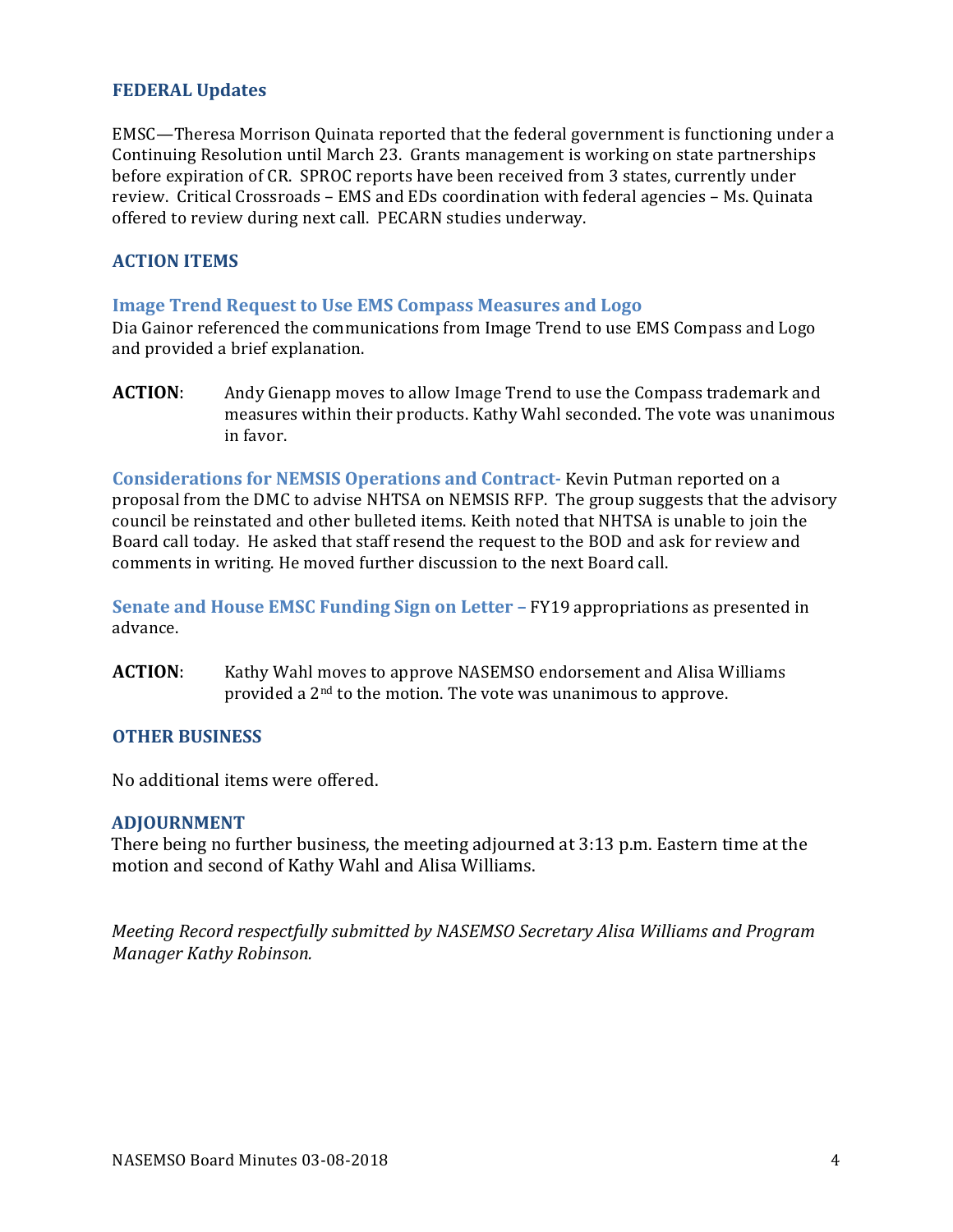## FEDERAL Updates

EMSC—Theresa Morrison Quinata reported that the federal government is functioning under a Continuing Resolution until March 23. Grants management is working on state partnerships before expiration of CR. SPROC reports have been received from 3 states, currently under review. Critical Crossroads – EMS and EDs coordination with federal agencies – Ms. Quinata offered to review during next call. PECARN studies underway.

## ACTION ITEMS

### Image Trend Request to Use EMS Compass Measures and Logo

Dia Gainor referenced the communications from Image Trend to use EMS Compass and Logo and provided a brief explanation.

**ACTION**: Andy Gienapp moves to allow Image Trend to use the Compass trademark and measures within their products. Kathy Wahl seconded. The vote was unanimous in favor.

**Considerations for NEMSIS Operations and Contract-** Kevin Putman reported on a proposal from the DMC to advise NHTSA on NEMSIS RFP. The group suggests that the advisory council be reinstated and other bulleted items. Keith noted that NHTSA is unable to join the Board call today. He asked that staff resend the request to the BOD and ask for review and comments in writing. He moved further discussion to the next Board call.

**Senate and House EMSC Funding Sign on Letter –** FY19 appropriations as presented in advance.

**ACTION**: Kathy Wahl moves to approve NASEMSO endorsement and Alisa Williams provided a 2nd to the motion. The vote was unanimous to approve.

## OTHER BUSINESS

No additional items were offered.

## ADJOURNMENT

There being no further business, the meeting adjourned at 3:13 p.m. Eastern time at the motion and second of Kathy Wahl and Alisa Williams.

*Meeting Record respectfully submitted by NASEMSO Secretary Alisa Williams and Program Manager Kathy Robinson.*